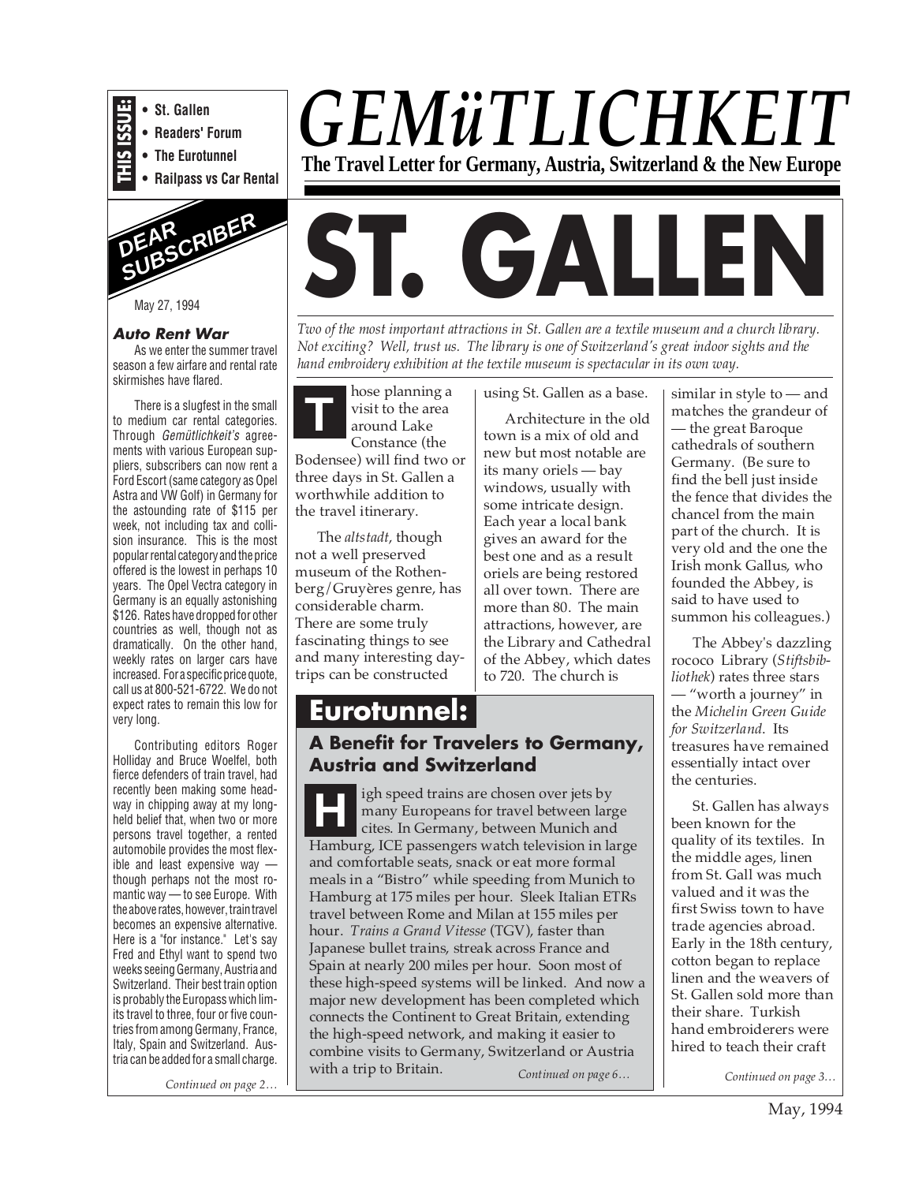**THIS ISSUE:**
- St. Gallen
- Readers' Forum
- The Eurotunnel
- Railpass vs Car Rental

# *GEMüTLICHKEIT*

**The Travel Letter for Germany, Austria, Switzerland & the New Europe**

## DEAR SUBSCRIBER

May 27, 1994

### *Auto Rent War*

As we enter the summer travel season a few airfare and rental rate skirmishes have flared.

There is a slugfest in the small to medium car rental categories. Through *Gemütlichkeit's* agreements with various European suppliers, subscribers can now rent a Ford Escort (same category as Opel Astra and VW Golf) in Germany for the astounding rate of $115 per week, not including tax and collision insurance. This is the most popular rental category and the price offered is the lowest in perhaps 10 years. The Opel Vectra category in Germany is an equally astonishing $126. Rates have dropped for other countries as well, though not as dramatically. On the other hand, weekly rates on larger cars have increased. For a specific price quote, call us at 800-521-6722. We do not expect rates to remain this low for very long.

Contributing editors Roger Holliday and Bruce Woelfel, both fierce defenders of train travel, had recently been making some headway in chipping away at my long-held belief that, when two or more persons travel together, a rented automobile provides the most flexible and least expensive way — though perhaps not the most romantic way — to see Europe. With the above rates, however, train travel becomes an expensive alternative. Here is a "for instance." Let's say Fred and Ethyl want to spend two weeks seeing Germany, Austria and Switzerland. Their best train option is probably the Europass which limits travel to three, four or five countries from among Germany, France, Italy, Spain and Switzerland. Austria can be added for a small charge.

*Continued on page 2…*

# ST. GALLEN

*Two of the most important attractions in St. Gallen are a textile museum and a church library. Not exciting? Well, trust us. The library is one of Switzerland's great indoor sights and the hand embroidery exhibition at the textile museum is spectacular in its own way.*

Those planning a visit to the area around Lake Constance (the Bodensee) will find two or three days in St. Gallen a worthwhile addition to the travel itinerary.

The *altstadt*, though not a well preserved museum of the Rothenberg/Gruyères genre, has considerable charm. There are some truly fascinating things to see and many interesting day-trips can be constructed using St. Gallen as a base.

Architecture in the old town is a mix of old and new but most notable are its many oriels — bay windows, usually with some intricate design. Each year a local bank gives an award for the best one and as a result oriels are being restored all over town. There are more than 80. The main attractions, however, are the Library and Cathedral of the Abbey, which dates to 720. The church is similar in style to — and matches the grandeur of — the great Baroque cathedrals of southern Germany. (Be sure to find the bell just inside the fence that divides the chancel from the main part of the church. It is very old and the one the Irish monk Gallus, who founded the Abbey, is said to have used to summon his colleagues.)

The Abbey's dazzling rococo Library (*Stiftsbibliothek*) rates three stars — "worth a journey" in the *Michelin Green Guide for Switzerland*. Its treasures have remained essentially intact over the centuries.

St. Gallen has always been known for the quality of its textiles. In the middle ages, linen from St. Gall was much valued and it was the first Swiss town to have trade agencies abroad. Early in the 18th century, cotton began to replace linen and the weavers of St. Gallen sold more than their share. Turkish hand embroiderers were hired to teach their craft

*Continued on page 3…*

## Eurotunnel:

### A Benefit for Travelers to Germany, Austria and Switzerland

High speed trains are chosen over jets by many Europeans for travel between large cites. In Germany, between Munich and Hamburg, ICE passengers watch television in large and comfortable seats, snack or eat more formal meals in a "Bistro" while speeding from Munich to Hamburg at 175 miles per hour. Sleek Italian ETRs travel between Rome and Milan at 155 miles per hour. *Trains a Grand Vitesse* (TGV), faster than Japanese bullet trains, streak across France and Spain at nearly 200 miles per hour. Soon most of these high-speed systems will be linked. And now a major new development has been completed which connects the Continent to Great Britain, extending the high-speed network, and making it easier to combine visits to Germany, Switzerland or Austria with a trip to Britain.

*Continued on page 6…*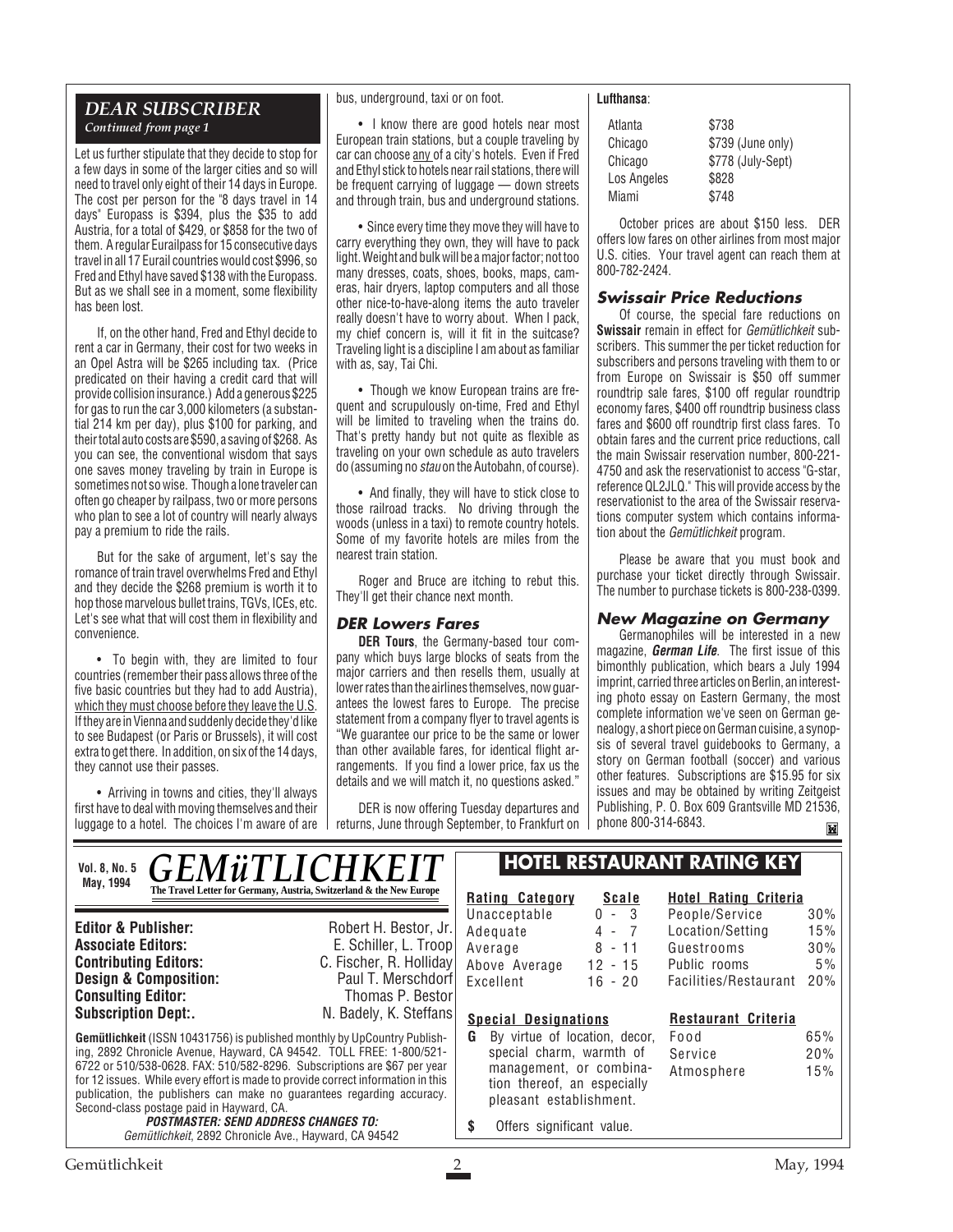## DEAR SUBSCRIBER

*Continued from page 1*

Let us further stipulate that they decide to stop for a few days in some of the larger cities and so will need to travel only eight of their 14 days in Europe. The cost per person for the "8 days travel in 14 days" Europass is $394, plus the $35 to add Austria, for a total of $429, or $858 for the two of them. A regular Eurailpass for 15 consecutive days travel in all 17 Eurail countries would cost $996, so Fred and Ethyl have saved $138 with the Europass. But as we shall see in a moment, some flexibility has been lost.

If, on the other hand, Fred and Ethyl decide to rent a car in Germany, their cost for two weeks in an Opel Astra will be $265 including tax. (Price predicated on their having a credit card that will provide collision insurance.) Add a generous $225 for gas to run the car 3,000 kilometers (a substantial 214 km per day), plus $100 for parking, and their total auto costs are $590, a saving of $268. As you can see, the conventional wisdom that says one saves money traveling by train in Europe is sometimes not so wise. Though a lone traveler can often go cheaper by railpass, two or more persons who plan to see a lot of country will nearly always pay a premium to ride the rails.

But for the sake of argument, let's say the romance of train travel overwhelms Fred and Ethyl and they decide the $268 premium is worth it to hop those marvelous bullet trains, TGVs, ICEs, etc. Let's see what that will cost them in flexibility and convenience.

- To begin with, they are limited to four countries (remember their pass allows three of the five basic countries but they had to add Austria), which they must choose before they leave the U.S. If they are in Vienna and suddenly decide they'd like to see Budapest (or Paris or Brussels), it will cost extra to get there. In addition, on six of the 14 days, they cannot use their passes.

- Arriving in towns and cities, they'll always first have to deal with moving themselves and their luggage to a hotel. The choices I'm aware of are bus, underground, taxi or on foot.

- I know there are good hotels near most European train stations, but a couple traveling by car can choose any of a city's hotels. Even if Fred and Ethyl stick to hotels near rail stations, there will be frequent carrying of luggage — down streets and through train, bus and underground stations.

- Since every time they move they will have to carry everything they own, they will have to pack light. Weight and bulk will be a major factor; not too many dresses, coats, shoes, books, maps, cameras, hair dryers, laptop computers and all those other nice-to-have-along items the auto traveler really doesn't have to worry about. When I pack, my chief concern is, will it fit in the suitcase? Traveling light is a discipline I am about as familiar with as, say, Tai Chi.

- Though we know European trains are frequent and scrupulously on-time, Fred and Ethyl will be limited to traveling when the trains do. That's pretty handy but not quite as flexible as traveling on your own schedule as auto travelers do (assuming no *stau* on the Autobahn, of course).

- And finally, they will have to stick close to those railroad tracks. No driving through the woods (unless in a taxi) to remote country hotels. Some of my favorite hotels are miles from the nearest train station.

Roger and Bruce are itching to rebut this. They'll get their chance next month.

### DER Lowers Fares

**DER Tours**, the Germany-based tour company which buys large blocks of seats from the major carriers and then resells them, usually at lower rates than the airlines themselves, now guarantees the lowest fares to Europe. The precise statement from a company flyer to travel agents is "We guarantee our price to be the same or lower than other available fares, for identical flight arrangements. If you find a lower price, fax us the details and we will match it, no questions asked."

DER is now offering Tuesday departures and returns, June through September, to Frankfurt on **Lufthansa**:

| | |
|---|---|
| Atlanta | $738 |
| Chicago | $739 (June only) |
| Chicago | $778 (July-Sept) |
| Los Angeles | $828 |
| Miami | $748 |

October prices are about $150 less. DER offers low fares on other airlines from most major U.S. cities. Your travel agent can reach them at 800-782-2424.

### Swissair Price Reductions

Of course, the special fare reductions on **Swissair** remain in effect for *Gemütlichkeit* subscribers. This summer the per ticket reduction for subscribers and persons traveling with them to or from Europe on Swissair is $50 off summer roundtrip sale fares, $100 off regular roundtrip economy fares, $400 off roundtrip business class fares and $600 off roundtrip first class fares. To obtain fares and the current price reductions, call the main Swissair reservation number, 800-221-4750 and ask the reservationist to access "G-star, reference QL2JLQ." This will provide access by the reservationist to the area of the Swissair reservations computer system which contains information about the *Gemütlichkeit* program.

Please be aware that you must book and purchase your ticket directly through Swissair. The number to purchase tickets is 800-238-0399.

### New Magazine on Germany

Germanophiles will be interested in a new magazine, ***German Life***. The first issue of this bimonthly publication, which bears a July 1994 imprint, carried three articles on Berlin, an interesting photo essay on Eastern Germany, the most complete information we've seen on German genealogy, a short piece on German cuisine, a synopsis of several travel guidebooks to Germany, a story on German football (soccer) and various other features. Subscriptions are $15.95 for six issues and may be obtained by writing Zeitgeist Publishing, P. O. Box 609 Grantsville MD 21536, phone 800-314-6843.

---

**Vol. 8, No. 5**
**May, 1994**

# GEMüTLICHKEIT

**The Travel Letter for Germany, Austria, Switzerland & the New Europe**

| | |
|---|---|
| **Editor & Publisher:** | Robert H. Bestor, Jr. |
| **Associate Editors:** | E. Schiller, L. Troop |
| **Contributing Editors:** | C. Fischer, R. Holliday |
| **Design & Composition:** | Paul T. Merschdorf |
| **Consulting Editor:** | Thomas P. Bestor |
| **Subscription Dept:.** | N. Badely, K. Steffans |

**Gemütlichkeit** (ISSN 10431756) is published monthly by UpCountry Publishing, 2892 Chronicle Avenue, Hayward, CA 94542. TOLL FREE: 1-800/521-6722 or 510/538-0628. FAX: 510/582-8296. Subscriptions are $67 per year for 12 issues. While every effort is made to provide correct information in this publication, the publishers can make no guarantees regarding accuracy. Second-class postage paid in Hayward, CA.

***POSTMASTER: SEND ADDRESS CHANGES TO:***
*Gemütlichkeit*, 2892 Chronicle Ave., Hayward, CA 94542

## HOTEL RESTAURANT RATING KEY

| Rating Category | Scale |
|---|---|
| Unacceptable | 0 - 3 |
| Adequate | 4 - 7 |
| Average | 8 - 11 |
| Above Average | 12 - 15 |
| Excellent | 16 - 20 |

| Hotel Rating Criteria | |
|---|---|
| People/Service | 30% |
| Location/Setting | 15% |
| Guestrooms | 30% |
| Public rooms | 5% |
| Facilities/Restaurant | 20% |

**Special Designations**

**G** By virtue of location, decor, special charm, warmth of management, or combination thereof, an especially pleasant establishment.

**$** Offers significant value.

| Restaurant Criteria | |
|---|---|
| Food | 65% |
| Service | 20% |
| Atmosphere | 15% |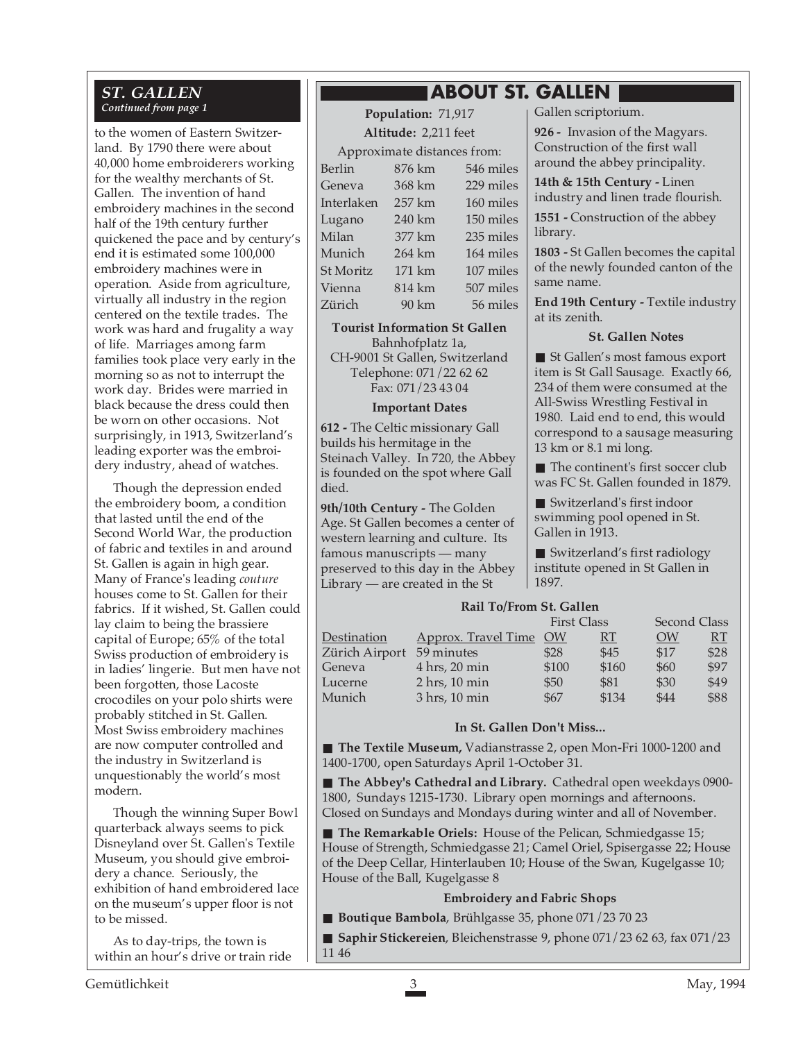## ST. GALLEN

*Continued from page 1*

to the women of Eastern Switzerland. By 1790 there were about 40,000 home embroiderers working for the wealthy merchants of St. Gallen. The invention of hand embroidery machines in the second half of the 19th century further quickened the pace and by century's end it is estimated some 100,000 embroidery machines were in operation. Aside from agriculture, virtually all industry in the region centered on the textile trades. The work was hard and frugality a way of life. Marriages among farm families took place very early in the morning so as not to interrupt the work day. Brides were married in black because the dress could then be worn on other occasions. Not surprisingly, in 1913, Switzerland's leading exporter was the embroidery industry, ahead of watches.

Though the depression ended the embroidery boom, a condition that lasted until the end of the Second World War, the production of fabric and textiles in and around St. Gallen is again in high gear. Many of France's leading *couture* houses come to St. Gallen for their fabrics. If it wished, St. Gallen could lay claim to being the brassiere capital of Europe; 65% of the total Swiss production of embroidery is in ladies' lingerie. But men have not been forgotten, those Lacoste crocodiles on your polo shirts were probably stitched in St. Gallen. Most Swiss embroidery machines are now computer controlled and the industry in Switzerland is unquestionably the world's most modern.

Though the winning Super Bowl quarterback always seems to pick Disneyland over St. Gallen's Textile Museum, you should give embroidery a chance. Seriously, the exhibition of hand embroidered lace on the museum's upper floor is not to be missed.

As to day-trips, the town is within an hour's drive or train ride

## ABOUT ST. GALLEN

**Population:** 71,917

**Altitude:** 2,211 feet

Approximate distances from:

| | | |
|---|---|---|
| Berlin | 876 km | 546 miles |
| Geneva | 368 km | 229 miles |
| Interlaken | 257 km | 160 miles |
| Lugano | 240 km | 150 miles |
| Milan | 377 km | 235 miles |
| Munich | 264 km | 164 miles |
| St Moritz | 171 km | 107 miles |
| Vienna | 814 km | 507 miles |
| Zürich | 90 km | 56 miles |

**Tourist Information St Gallen**
Bahnhofplatz 1a,
CH-9001 St Gallen, Switzerland
Telephone: 071/22 62 62
Fax: 071/23 43 04

**Important Dates**

**612 -** The Celtic missionary Gall builds his hermitage in the Steinach Valley. In 720, the Abbey is founded on the spot where Gall died.

**9th/10th Century -** The Golden Age. St Gallen becomes a center of western learning and culture. Its famous manuscripts — many preserved to this day in the Abbey Library — are created in the St Gallen scriptorium.

**926 -** Invasion of the Magyars. Construction of the first wall around the abbey principality.

**14th & 15th Century -** Linen industry and linen trade flourish.

**1551 -** Construction of the abbey library.

**1803 -** St Gallen becomes the capital of the newly founded canton of the same name.

**End 19th Century -** Textile industry at its zenith.

**St. Gallen Notes**

■ St Gallen's most famous export item is St Gall Sausage. Exactly 66, 234 of them were consumed at the All-Swiss Wrestling Festival in 1980. Laid end to end, this would correspond to a sausage measuring 13 km or 8.1 mi long.

■ The continent's first soccer club was FC St. Gallen founded in 1879.

■ Switzerland's first indoor swimming pool opened in St. Gallen in 1913.

■ Switzerland's first radiology institute opened in St Gallen in 1897.

**Rail To/From St. Gallen**

| | | First Class | | Second Class | |
|---|---|---|---|---|---|
| Destination | Approx. Travel Time | OW | RT | OW | RT |
| Zürich Airport | 59 minutes | $28 | $45 | $17 | $28 |
| Geneva | 4 hrs, 20 min | $100 | $160 | $60 | $97 |
| Lucerne | 2 hrs, 10 min | $50 | $81 | $30 | $49 |
| Munich | 3 hrs, 10 min | $67 | $134 | $44 | $88 |

**In St. Gallen Don't Miss...**

■ **The Textile Museum,** Vadianstrasse 2, open Mon-Fri 1000-1200 and 1400-1700, open Saturdays April 1-October 31.

■ **The Abbey's Cathedral and Library.** Cathedral open weekdays 0900-1800, Sundays 1215-1730. Library open mornings and afternoons. Closed on Sundays and Mondays during winter and all of November.

■ **The Remarkable Oriels:** House of the Pelican, Schmiedgasse 15; House of Strength, Schmiedgasse 21; Camel Oriel, Spisergasse 22; House of the Deep Cellar, Hinterlauben 10; House of the Swan, Kugelgasse 10; House of the Ball, Kugelgasse 8

**Embroidery and Fabric Shops**

■ **Boutique Bambola**, Brühlgasse 35, phone 071/23 70 23

■ **Saphir Stickereien**, Bleichenstrasse 9, phone 071/23 62 63, fax 071/23 11 46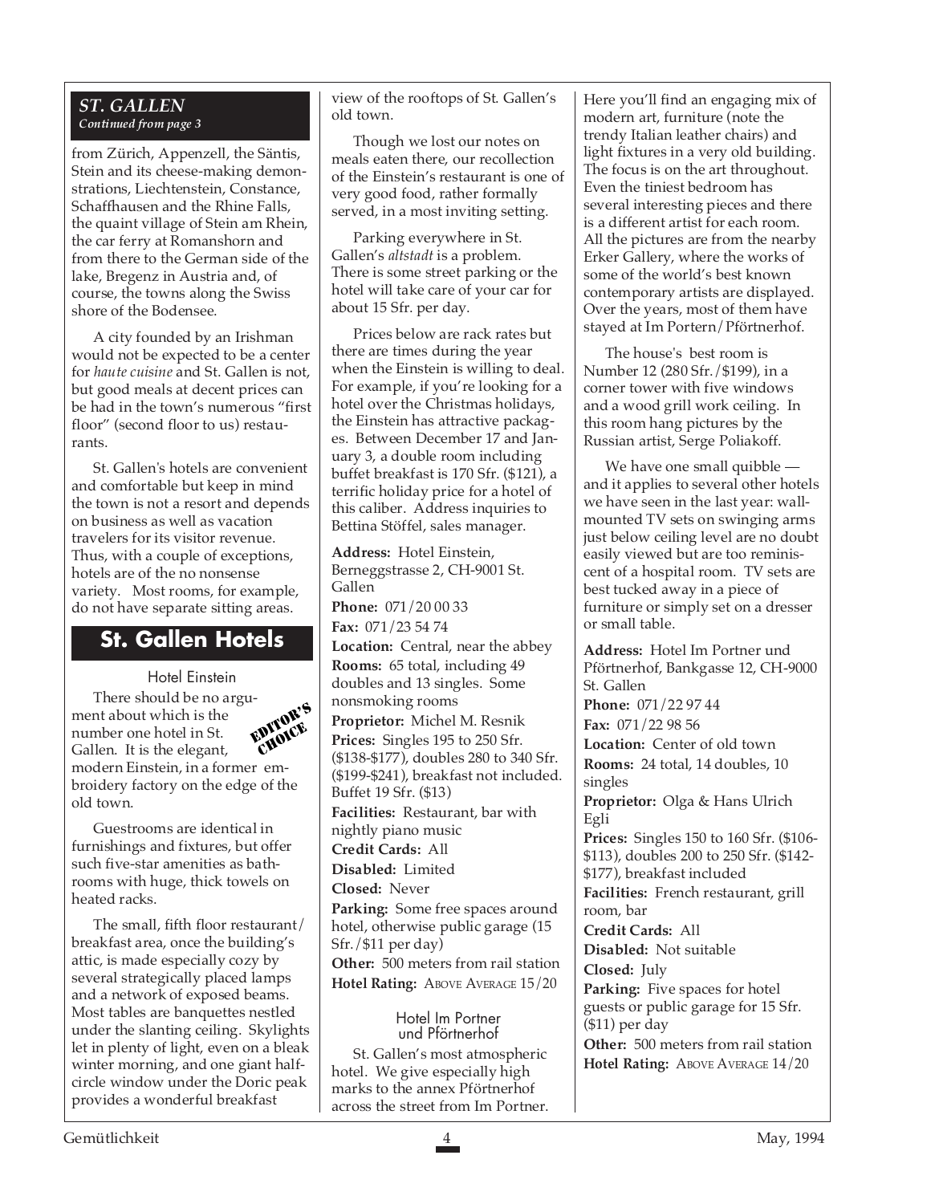***ST. GALLEN***
*Continued from page 3*

from Zürich, Appenzell, the Säntis, Stein and its cheese-making demonstrations, Liechtenstein, Constance, Schaffhausen and the Rhine Falls, the quaint village of Stein am Rhein, the car ferry at Romanshorn and from there to the German side of the lake, Bregenz in Austria and, of course, the towns along the Swiss shore of the Bodensee.

A city founded by an Irishman would not be expected to be a center for *haute cuisine* and St. Gallen is not, but good meals at decent prices can be had in the town's numerous "first floor" (second floor to us) restaurants.

St. Gallen's hotels are convenient and comfortable but keep in mind the town is not a resort and depends on business as well as vacation travelers for its visitor revenue. Thus, with a couple of exceptions, hotels are of the no nonsense variety. Most rooms, for example, do not have separate sitting areas.

## St. Gallen Hotels

### Hotel Einstein

EDITOR'S CHOICE

There should be no argument about which is the number one hotel in St. Gallen. It is the elegant, modern Einstein, in a former embroidery factory on the edge of the old town.

Guestrooms are identical in furnishings and fixtures, but offer such five-star amenities as bathrooms with huge, thick towels on heated racks.

The small, fifth floor restaurant/breakfast area, once the building's attic, is made especially cozy by several strategically placed lamps and a network of exposed beams. Most tables are banquettes nestled under the slanting ceiling. Skylights let in plenty of light, even on a bleak winter morning, and one giant half-circle window under the Doric peak provides a wonderful breakfast view of the rooftops of St. Gallen's old town.

Though we lost our notes on meals eaten there, our recollection of the Einstein's restaurant is one of very good food, rather formally served, in a most inviting setting.

Parking everywhere in St. Gallen's *altstadt* is a problem. There is some street parking or the hotel will take care of your car for about 15 Sfr. per day.

Prices below are rack rates but there are times during the year when the Einstein is willing to deal. For example, if you're looking for a hotel over the Christmas holidays, the Einstein has attractive packages. Between December 17 and January 3, a double room including buffet breakfast is 170 Sfr. ($121), a terrific holiday price for a hotel of this caliber. Address inquiries to Bettina Stöffel, sales manager.

**Address:** Hotel Einstein, Berneggstrasse 2, CH-9001 St. Gallen
**Phone:** 071/20 00 33
**Fax:** 071/23 54 74
**Location:** Central, near the abbey
**Rooms:** 65 total, including 49 doubles and 13 singles. Some nonsmoking rooms
**Proprietor:** Michel M. Resnik
**Prices:** Singles 195 to 250 Sfr. ($138-$177), doubles 280 to 340 Sfr. ($199-$241), breakfast not included. Buffet 19 Sfr. ($13)
**Facilities:** Restaurant, bar with nightly piano music
**Credit Cards:** All
**Disabled:** Limited
**Closed:** Never
**Parking:** Some free spaces around hotel, otherwise public garage (15 Sfr./$11 per day)
**Other:** 500 meters from rail station
**Hotel Rating:** ABOVE AVERAGE 15/20

### Hotel Im Portner und Pförtnerhof

St. Gallen's most atmospheric hotel. We give especially high marks to the annex Pförtnerhof across the street from Im Portner. Here you'll find an engaging mix of modern art, furniture (note the trendy Italian leather chairs) and light fixtures in a very old building. The focus is on the art throughout. Even the tiniest bedroom has several interesting pieces and there is a different artist for each room. All the pictures are from the nearby Erker Gallery, where the works of some of the world's best known contemporary artists are displayed. Over the years, most of them have stayed at Im Portern/Pförtnerhof.

The house's best room is Number 12 (280 Sfr./$199), in a corner tower with five windows and a wood grill work ceiling. In this room hang pictures by the Russian artist, Serge Poliakoff.

We have one small quibble — and it applies to several other hotels we have seen in the last year: wall-mounted TV sets on swinging arms just below ceiling level are no doubt easily viewed but are too reminiscent of a hospital room. TV sets are best tucked away in a piece of furniture or simply set on a dresser or small table.

**Address:** Hotel Im Portner und Pförtnerhof, Bankgasse 12, CH-9000 St. Gallen
**Phone:** 071/22 97 44
**Fax:** 071/22 98 56
**Location:** Center of old town
**Rooms:** 24 total, 14 doubles, 10 singles
**Proprietor:** Olga & Hans Ulrich Egli
**Prices:** Singles 150 to 160 Sfr. ($106-$113), doubles 200 to 250 Sfr. ($142-$177), breakfast included
**Facilities:** French restaurant, grill room, bar
**Credit Cards:** All
**Disabled:** Not suitable
**Closed:** July
**Parking:** Five spaces for hotel guests or public garage for 15 Sfr. ($11) per day
**Other:** 500 meters from rail station
**Hotel Rating:** ABOVE AVERAGE 14/20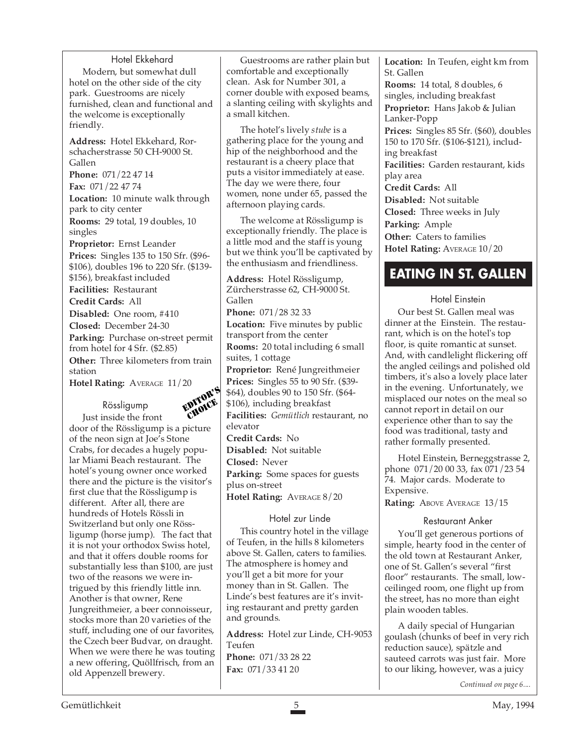### Hotel Ekkehard

Modern, but somewhat dull hotel on the other side of the city park. Guestrooms are nicely furnished, clean and functional and the welcome is exceptionally friendly.

**Address:** Hotel Ekkehard, Rorschacherstrasse 50 CH-9000 St. Gallen
**Phone:** 071/22 47 14
**Fax:** 071/22 47 74
**Location:** 10 minute walk through park to city center
**Rooms:** 29 total, 19 doubles, 10 singles
**Proprietor:** Ernst Leander
**Prices:** Singles 135 to 150 Sfr. ($96-$106), doubles 196 to 220 Sfr. ($139-$156), breakfast included
**Facilities:** Restaurant
**Credit Cards:** All
**Disabled:** One room, #410
**Closed:** December 24-30
**Parking:** Purchase on-street permit from hotel for 4 Sfr. ($2.85)
**Other:** Three kilometers from train station
**Hotel Rating:** AVERAGE 11/20

### Rössligump

EDITOR'S CHOICE

Just inside the front door of the Rössligump is a picture of the neon sign at Joe's Stone Crabs, for decades a hugely popular Miami Beach restaurant. The hotel's young owner once worked there and the picture is the visitor's first clue that the Rössligump is different. After all, there are hundreds of Hotels Rössli in Switzerland but only one Rössligump (horse jump). The fact that it is not your orthodox Swiss hotel, and that it offers double rooms for substantially less than $100, are just two of the reasons we were intrigued by this friendly little inn. Another is that owner, Rene Jungreithmeier, a beer connoisseur, stocks more than 20 varieties of the stuff, including one of our favorites, the Czech beer Budvar, on draught. When we were there he was touting a new offering, Quöllfrisch, from an old Appenzell brewery.

Guestrooms are rather plain but comfortable and exceptionally clean. Ask for Number 301, a corner double with exposed beams, a slanting ceiling with skylights and a small kitchen.

The hotel's lively *stube* is a gathering place for the young and hip of the neighborhood and the restaurant is a cheery place that puts a visitor immediately at ease. The day we were there, four women, none under 65, passed the afternoon playing cards.

The welcome at Rössligump is exceptionally friendly. The place is a little mod and the staff is young but we think you'll be captivated by the enthusiasm and friendliness.

**Address:** Hotel Rössligump, Zürcherstrasse 62, CH-9000 St. Gallen
**Phone:** 071/28 32 33
**Location:** Five minutes by public transport from the center
**Rooms:** 20 total including 6 small suites, 1 cottage
**Proprietor:** René Jungreithmeier
**Prices:** Singles 55 to 90 Sfr. ($39-$64), doubles 90 to 150 Sfr. ($64-$106), including breakfast
**Facilities:** *Gemütlich* restaurant, no elevator
**Credit Cards:** No
**Disabled:** Not suitable
**Closed:** Never
**Parking:** Some spaces for guests plus on-street
**Hotel Rating:** AVERAGE 8/20

### Hotel zur Linde

This country hotel in the village of Teufen, in the hills 8 kilometers above St. Gallen, caters to families. The atmosphere is homey and you'll get a bit more for your money than in St. Gallen. The Linde's best features are it's inviting restaurant and pretty garden and grounds.

**Address:** Hotel zur Linde, CH-9053 Teufen
**Phone:** 071/33 28 22
**Fax:** 071/33 41 20
**Location:** In Teufen, eight km from St. Gallen
**Rooms:** 14 total, 8 doubles, 6 singles, including breakfast
**Proprietor:** Hans Jakob & Julian Lanker-Popp
**Prices:** Singles 85 Sfr. ($60), doubles 150 to 170 Sfr. ($106-$121), including breakfast
**Facilities:** Garden restaurant, kids play area
**Credit Cards:** All
**Disabled:** Not suitable
**Closed:** Three weeks in July
**Parking:** Ample
**Other:** Caters to families
**Hotel Rating:** AVERAGE 10/20

## EATING IN ST. GALLEN

### Hotel Einstein

Our best St. Gallen meal was dinner at the Einstein. The restaurant, which is on the hotel's top floor, is quite romantic at sunset. And, with candlelight flickering off the angled ceilings and polished old timbers, it's also a lovely place later in the evening. Unfortunately, we misplaced our notes on the meal so cannot report in detail on our experience other than to say the food was traditional, tasty and rather formally presented.

Hotel Einstein, Berneggstrasse 2, phone 071/20 00 33, fax 071/23 54 74. Major cards. Moderate to Expensive.

**Rating:** ABOVE AVERAGE 13/15

### Restaurant Anker

You'll get generous portions of simple, hearty food in the center of the old town at Restaurant Anker, one of St. Gallen's several "first floor" restaurants. The small, low-ceilinged room, one flight up from the street, has no more than eight plain wooden tables.

A daily special of Hungarian goulash (chunks of beef in very rich reduction sauce), spätzle and sauteed carrots was just fair. More to our liking, however, was a juicy

*Continued on page 6....*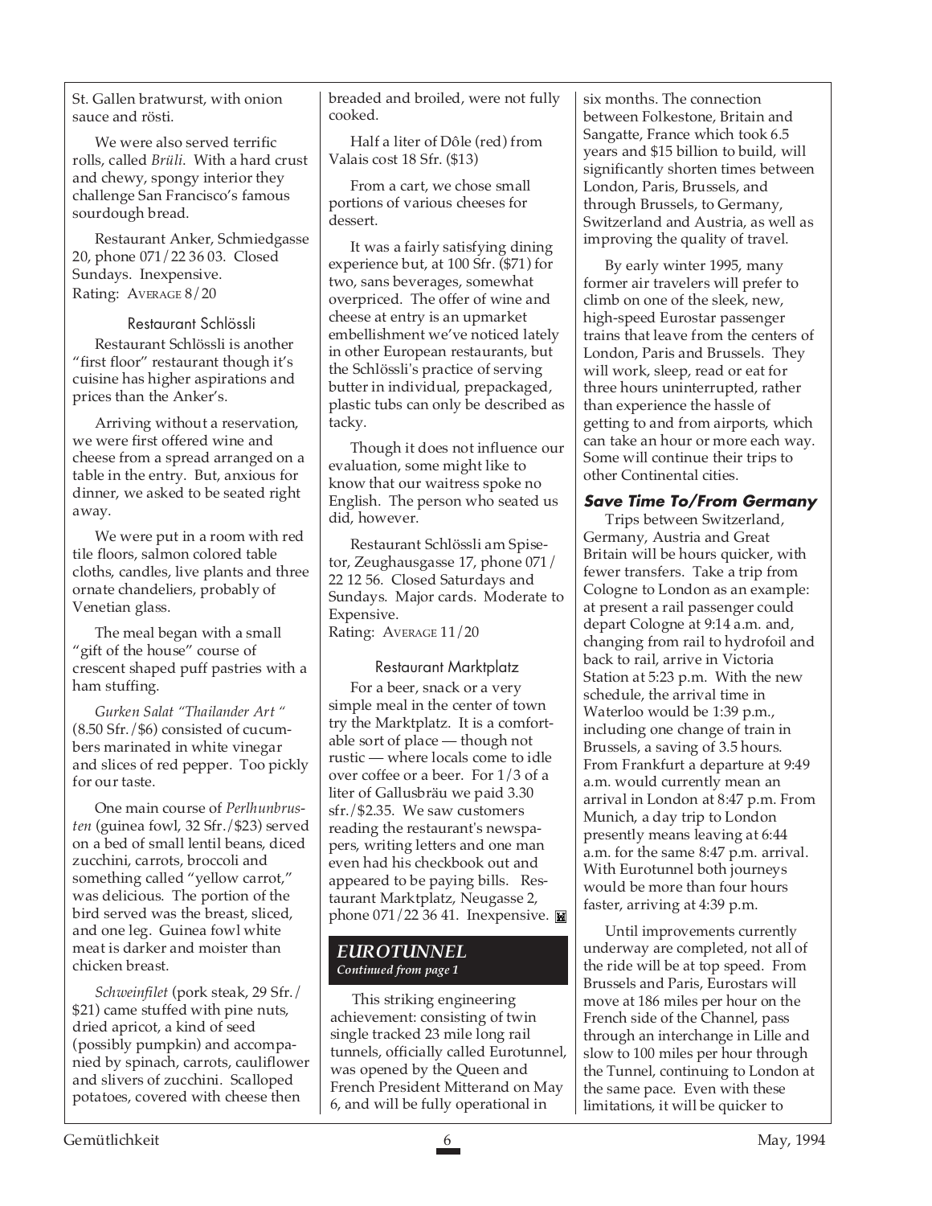St. Gallen bratwurst, with onion sauce and rösti.

We were also served terrific rolls, called *Brüli*. With a hard crust and chewy, spongy interior they challenge San Francisco's famous sourdough bread.

Restaurant Anker, Schmiedgasse 20, phone 071/22 36 03. Closed Sundays. Inexpensive.
Rating: AVERAGE 8/20

### Restaurant Schlössli

Restaurant Schlössli is another "first floor" restaurant though it's cuisine has higher aspirations and prices than the Anker's.

Arriving without a reservation, we were first offered wine and cheese from a spread arranged on a table in the entry. But, anxious for dinner, we asked to be seated right away.

We were put in a room with red tile floors, salmon colored table cloths, candles, live plants and three ornate chandeliers, probably of Venetian glass.

The meal began with a small "gift of the house" course of crescent shaped puff pastries with a ham stuffing.

*Gurken Salat "Thailander Art "* (8.50 Sfr./$6) consisted of cucumbers marinated in white vinegar and slices of red pepper. Too pickly for our taste.

One main course of *Perlhunbrusten* (guinea fowl, 32 Sfr./$23) served on a bed of small lentil beans, diced zucchini, carrots, broccoli and something called "yellow carrot," was delicious. The portion of the bird served was the breast, sliced, and one leg. Guinea fowl white meat is darker and moister than chicken breast.

*Schweinfilet* (pork steak, 29 Sfr./ $21) came stuffed with pine nuts, dried apricot, a kind of seed (possibly pumpkin) and accompanied by spinach, carrots, cauliflower and slivers of zucchini. Scalloped potatoes, covered with cheese then breaded and broiled, were not fully cooked.

Half a liter of Dôle (red) from Valais cost 18 Sfr. ($13)

From a cart, we chose small portions of various cheeses for dessert.

It was a fairly satisfying dining experience but, at 100 Sfr. ($71) for two, sans beverages, somewhat overpriced. The offer of wine and cheese at entry is an upmarket embellishment we've noticed lately in other European restaurants, but the Schlössli's practice of serving butter in individual, prepackaged, plastic tubs can only be described as tacky.

Though it does not influence our evaluation, some might like to know that our waitress spoke no English. The person who seated us did, however.

Restaurant Schlössli am Spisetor, Zeughausgasse 17, phone 071/ 22 12 56. Closed Saturdays and Sundays. Major cards. Moderate to Expensive.
Rating: AVERAGE 11/20

### Restaurant Marktplatz

For a beer, snack or a very simple meal in the center of town try the Marktplatz. It is a comfortable sort of place — though not rustic — where locals come to idle over coffee or a beer. For 1/3 of a liter of Gallusbräu we paid 3.30 sfr./$2.35. We saw customers reading the restaurant's newspapers, writing letters and one man even had his checkbook out and appeared to be paying bills. Restaurant Marktplatz, Neugasse 2, phone 071/22 36 41. Inexpensive.

## EUROTUNNEL
*Continued from page 1*

This striking engineering achievement: consisting of twin single tracked 23 mile long rail tunnels, officially called Eurotunnel, was opened by the Queen and French President Mitterand on May 6, and will be fully operational in six months. The connection between Folkestone, Britain and Sangatte, France which took 6.5 years and $15 billion to build, will significantly shorten times between London, Paris, Brussels, and through Brussels, to Germany, Switzerland and Austria, as well as improving the quality of travel.

By early winter 1995, many former air travelers will prefer to climb on one of the sleek, new, high-speed Eurostar passenger trains that leave from the centers of London, Paris and Brussels. They will work, sleep, read or eat for three hours uninterrupted, rather than experience the hassle of getting to and from airports, which can take an hour or more each way. Some will continue their trips to other Continental cities.

### Save Time To/From Germany

Trips between Switzerland, Germany, Austria and Great Britain will be hours quicker, with fewer transfers. Take a trip from Cologne to London as an example: at present a rail passenger could depart Cologne at 9:14 a.m. and, changing from rail to hydrofoil and back to rail, arrive in Victoria Station at 5:23 p.m. With the new schedule, the arrival time in Waterloo would be 1:39 p.m., including one change of train in Brussels, a saving of 3.5 hours. From Frankfurt a departure at 9:49 a.m. would currently mean an arrival in London at 8:47 p.m. From Munich, a day trip to London presently means leaving at 6:44 a.m. for the same 8:47 p.m. arrival. With Eurotunnel both journeys would be more than four hours faster, arriving at 4:39 p.m.

Until improvements currently underway are completed, not all of the ride will be at top speed. From Brussels and Paris, Eurostars will move at 186 miles per hour on the French side of the Channel, pass through an interchange in Lille and slow to 100 miles per hour through the Tunnel, continuing to London at the same pace. Even with these limitations, it will be quicker to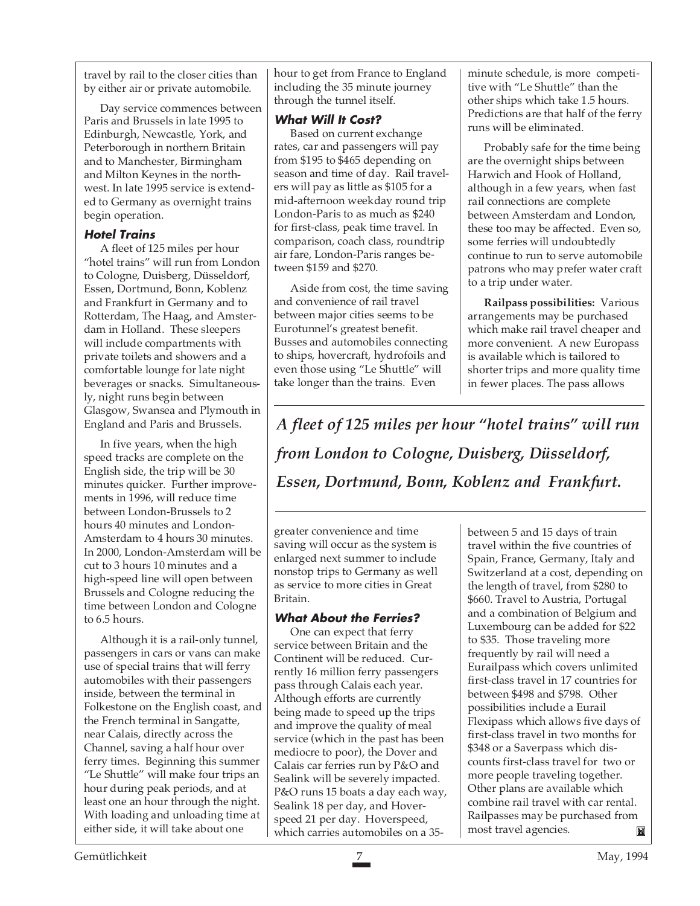travel by rail to the closer cities than by either air or private automobile.

Day service commences between Paris and Brussels in late 1995 to Edinburgh, Newcastle, York, and Peterborough in northern Britain and to Manchester, Birmingham and Milton Keynes in the northwest. In late 1995 service is extended to Germany as overnight trains begin operation.

### Hotel Trains

A fleet of 125 miles per hour "hotel trains" will run from London to Cologne, Duisberg, Düsseldorf, Essen, Dortmund, Bonn, Koblenz and Frankfurt in Germany and to Rotterdam, The Haag, and Amsterdam in Holland. These sleepers will include compartments with private toilets and showers and a comfortable lounge for late night beverages or snacks. Simultaneously, night runs begin between Glasgow, Swansea and Plymouth in England and Paris and Brussels.

In five years, when the high speed tracks are complete on the English side, the trip will be 30 minutes quicker. Further improvements in 1996, will reduce time between London-Brussels to 2 hours 40 minutes and London-Amsterdam to 4 hours 30 minutes. In 2000, London-Amsterdam will be cut to 3 hours 10 minutes and a high-speed line will open between Brussels and Cologne reducing the time between London and Cologne to 6.5 hours.

Although it is a rail-only tunnel, passengers in cars or vans can make use of special trains that will ferry automobiles with their passengers inside, between the terminal in Folkestone on the English coast, and the French terminal in Sangatte, near Calais, directly across the Channel, saving a half hour over ferry times. Beginning this summer "Le Shuttle" will make four trips an hour during peak periods, and at least one an hour through the night. With loading and unloading time at either side, it will take about one hour to get from France to England including the 35 minute journey through the tunnel itself.

### What Will It Cost?

Based on current exchange rates, car and passengers will pay from $195 to $465 depending on season and time of day. Rail travelers will pay as little as $105 for a mid-afternoon weekday round trip London-Paris to as much as $240 for first-class, peak time travel. In comparison, coach class, roundtrip air fare, London-Paris ranges between $159 and $270.

Aside from cost, the time saving and convenience of rail travel between major cities seems to be Eurotunnel's greatest benefit. Busses and automobiles connecting to ships, hovercraft, hydrofoils and even those using "Le Shuttle" will take longer than the trains. Even greater convenience and time saving will occur as the system is enlarged next summer to include nonstop trips to Germany as well as service to more cities in Great Britain.

*A fleet of 125 miles per hour "hotel trains" will run from London to Cologne, Duisberg, Düsseldorf, Essen, Dortmund, Bonn, Koblenz and Frankfurt.*

### What About the Ferries?

One can expect that ferry service between Britain and the Continent will be reduced. Currently 16 million ferry passengers pass through Calais each year. Although efforts are currently being made to speed up the trips and improve the quality of meal service (which in the past has been mediocre to poor), the Dover and Calais car ferries run by P&O and Sealink will be severely impacted. P&O runs 15 boats a day each way, Sealink 18 per day, and Hoverspeed 21 per day. Hoverspeed, which carries automobiles on a 35-minute schedule, is more competitive with "Le Shuttle" than the other ships which take 1.5 hours. Predictions are that half of the ferry runs will be eliminated.

Probably safe for the time being are the overnight ships between Harwich and Hook of Holland, although in a few years, when fast rail connections are complete between Amsterdam and London, these too may be affected. Even so, some ferries will undoubtedly continue to run to serve automobile patrons who may prefer water craft to a trip under water.

**Railpass possibilities:** Various arrangements may be purchased which make rail travel cheaper and more convenient. A new Europass is available which is tailored to shorter trips and more quality time in fewer places. The pass allows between 5 and 15 days of train travel within the five countries of Spain, France, Germany, Italy and Switzerland at a cost, depending on the length of travel, from $280 to $660. Travel to Austria, Portugal and a combination of Belgium and Luxembourg can be added for $22 to $35. Those traveling more frequently by rail will need a Eurailpass which covers unlimited first-class travel in 17 countries for between $498 and $798. Other possibilities include a Eurail Flexipass which allows five days of first-class travel in two months for $348 or a Saverpass which discounts first-class travel for two or more people traveling together. Other plans are available which combine rail travel with car rental. Railpasses may be purchased from most travel agencies.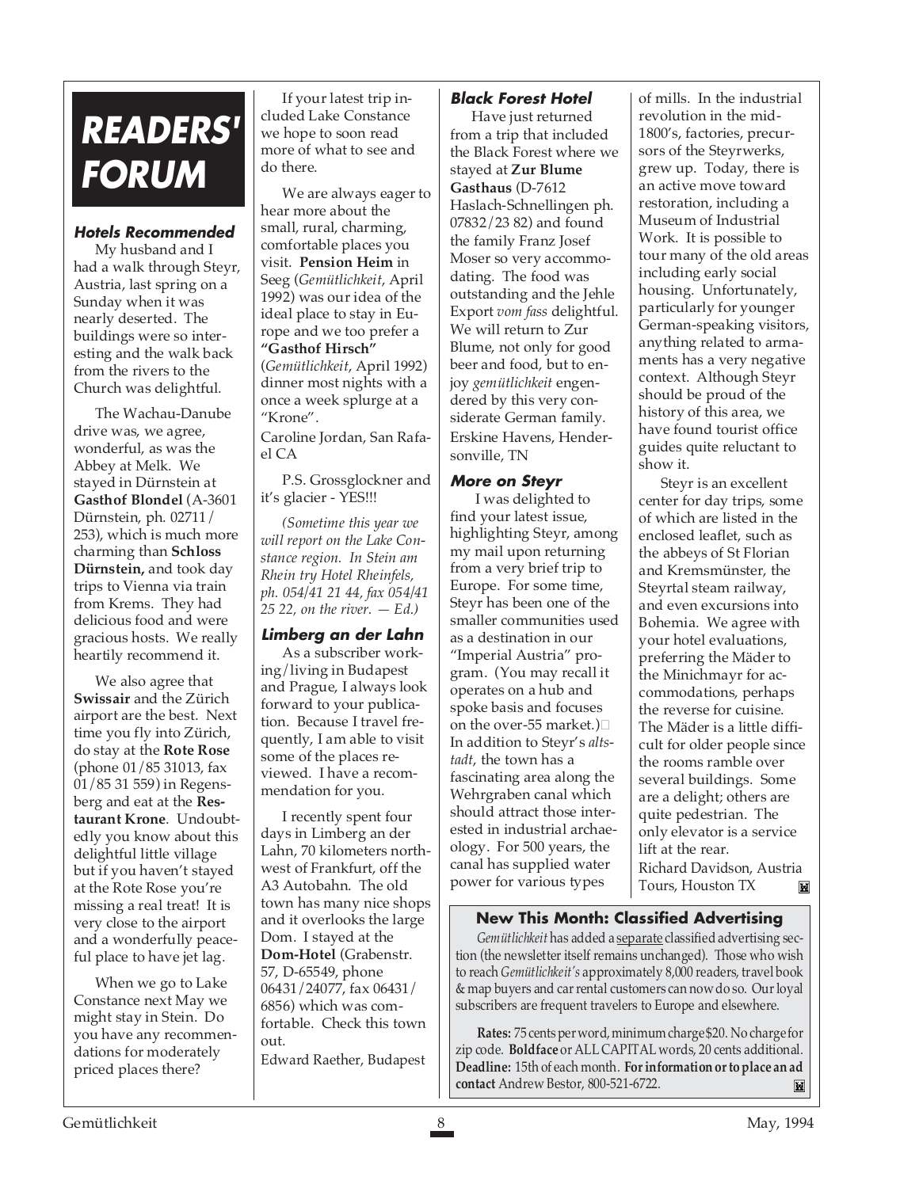# READERS' FORUM

### Hotels Recommended

My husband and I had a walk through Steyr, Austria, last spring on a Sunday when it was nearly deserted. The buildings were so interesting and the walk back from the rivers to the Church was delightful.

The Wachau-Danube drive was, we agree, wonderful, as was the Abbey at Melk. We stayed in Dürnstein at **Gasthof Blondel** (A-3601 Dürnstein, ph. 02711/253), which is much more charming than **Schloss Dürnstein,** and took day trips to Vienna via train from Krems. They had delicious food and were gracious hosts. We really heartily recommend it.

We also agree that **Swissair** and the Zürich airport are the best. Next time you fly into Zürich, do stay at the **Rote Rose** (phone 01/85 31013, fax 01/85 31 559) in Regensberg and eat at the **Restaurant Krone**. Undoubtedly you know about this delightful little village but if you haven't stayed at the Rote Rose you're missing a real treat! It is very close to the airport and a wonderfully peaceful place to have jet lag.

When we go to Lake Constance next May we might stay in Stein. Do you have any recommendations for moderately priced places there?

If your latest trip included Lake Constance we hope to soon read more of what to see and do there.

We are always eager to hear more about the small, rural, charming, comfortable places you visit. **Pension Heim** in Seeg (*Gemütlichkeit*, April 1992) was our idea of the ideal place to stay in Europe and we too prefer a **"Gasthof Hirsch"** (*Gemütlichkeit*, April 1992) dinner most nights with a once a week splurge at a "Krone".

Caroline Jordan, San Rafael CA

P.S. Grossglockner and it's glacier - YES!!!

*(Sometime this year we will report on the Lake Constance region. In Stein am Rhein try Hotel Rheinfels, ph. 054/41 21 44, fax 054/41 25 22, on the river. — Ed.)*

### Limberg an der Lahn

As a subscriber working/living in Budapest and Prague, I always look forward to your publication. Because I travel frequently, I am able to visit some of the places reviewed. I have a recommendation for you.

I recently spent four days in Limberg an der Lahn, 70 kilometers northwest of Frankfurt, off the A3 Autobahn. The old town has many nice shops and it overlooks the large Dom. I stayed at the **Dom-Hotel** (Grabenstr. 57, D-65549, phone 06431/24077, fax 06431/6856) which was comfortable. Check this town out.

Edward Raether, Budapest

### Black Forest Hotel

Have just returned from a trip that included the Black Forest where we stayed at **Zur Blume Gasthaus** (D-7612 Haslach-Schnellingen ph. 07832/23 82) and found the family Franz Josef Moser so very accommodating. The food was outstanding and the Jehle Export *vom fass* delightful. We will return to Zur Blume, not only for good beer and food, but to enjoy *gemütlichkeit* engendered by this very considerate German family.

Erskine Havens, Hendersonville, TN

### More on Steyr

I was delighted to find your latest issue, highlighting Steyr, among my mail upon returning from a very brief trip to Europe. For some time, Steyr has been one of the smaller communities used as a destination in our "Imperial Austria" program. (You may recall it operates on a hub and spoke basis and focuses on the over-55 market.) In addition to Steyr's *altstadt*, the town has a fascinating area along the Wehrgraben canal which should attract those interested in industrial archaeology. For 500 years, the canal has supplied water power for various types of mills. In the industrial revolution in the mid-1800's, factories, precursors of the Steyrwerks, grew up. Today, there is an active move toward restoration, including a Museum of Industrial Work. It is possible to tour many of the old areas including early social housing. Unfortunately, particularly for younger German-speaking visitors, anything related to armaments has a very negative context. Although Steyr should be proud of the history of this area, we have found tourist office guides quite reluctant to show it.

Steyr is an excellent center for day trips, some of which are listed in the enclosed leaflet, such as the abbeys of St Florian and Kremsmünster, the Steyrtal steam railway, and even excursions into Bohemia. We agree with your hotel evaluations, preferring the Mäder to the Minichmayr for accommodations, perhaps the reverse for cuisine. The Mäder is a little difficult for older people since the rooms ramble over several buildings. Some are a delight; others are quite pedestrian. The only elevator is a service lift at the rear.

Richard Davidson, Austria Tours, Houston TX

### New This Month: Classified Advertising

*Gemütlichkeit* has added a separate classified advertising section (the newsletter itself remains unchanged). Those who wish to reach *Gemütlichkeit's* approximately 8,000 readers, travel book & map buyers and car rental customers can now do so. Our loyal subscribers are frequent travelers to Europe and elsewhere.

**Rates:** 75 cents per word, minimum charge $20. No charge for zip code. **Boldface** or ALL CAPITAL words, 20 cents additional. **Deadline:** 15th of each month. **For information or to place an ad contact** Andrew Bestor, 800-521-6722.